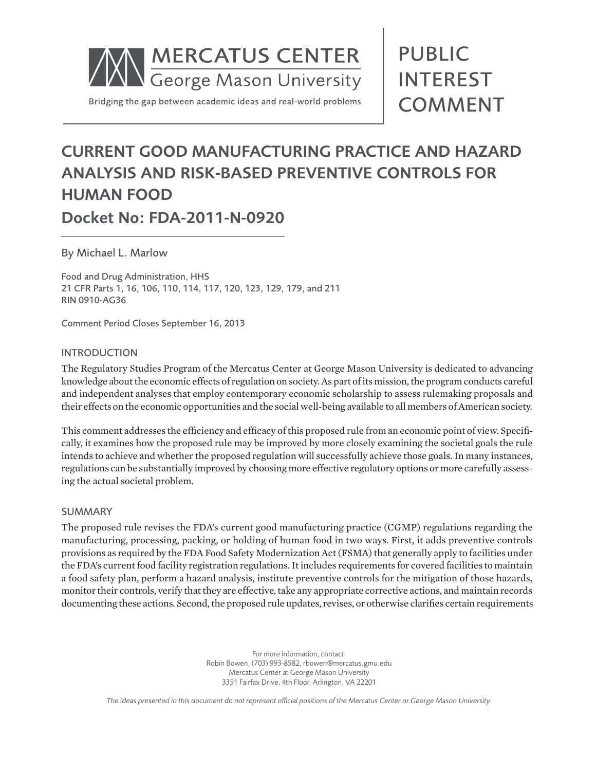MERCATUS CENTER
George Mason University

Bridging the gap between academic ideas and real-world problems

PUBLIC INTEREST COMMENT

# CURRENT GOOD MANUFACTURING PRACTICE AND HAZARD ANALYSIS AND RISK-BASED PREVENTIVE CONTROLS FOR HUMAN FOOD

## Docket No: FDA-2011-N-0920

By Michael L. Marlow

Food and Drug Administration, HHS
21 CFR Parts 1, 16, 106, 110, 114, 117, 120, 123, 129, 179, and 211
RIN 0910-AG36

Comment Period Closes September 16, 2013

### INTRODUCTION

The Regulatory Studies Program of the Mercatus Center at George Mason University is dedicated to advancing knowledge about the economic effects of regulation on society. As part of its mission, the program conducts careful and independent analyses that employ contemporary economic scholarship to assess rulemaking proposals and their effects on the economic opportunities and the social well-being available to all members of American society.

This comment addresses the efficiency and efficacy of this proposed rule from an economic point of view. Specifically, it examines how the proposed rule may be improved by more closely examining the societal goals the rule intends to achieve and whether the proposed regulation will successfully achieve those goals. In many instances, regulations can be substantially improved by choosing more effective regulatory options or more carefully assessing the actual societal problem.

### SUMMARY

The proposed rule revises the FDA's current good manufacturing practice (CGMP) regulations regarding the manufacturing, processing, packing, or holding of human food in two ways. First, it adds preventive controls provisions as required by the FDA Food Safety Modernization Act (FSMA) that generally apply to facilities under the FDA's current food facility registration regulations. It includes requirements for covered facilities to maintain a food safety plan, perform a hazard analysis, institute preventive controls for the mitigation of those hazards, monitor their controls, verify that they are effective, take any appropriate corrective actions, and maintain records documenting these actions. Second, the proposed rule updates, revises, or otherwise clarifies certain requirements

For more information, contact:
Robin Bowen, (703) 993-8582, rbowen@mercatus.gmu.edu
Mercatus Center at George Mason University
3351 Fairfax Drive, 4th Floor, Arlington, VA 22201

*The ideas presented in this document do not represent official positions of the Mercatus Center or George Mason University.*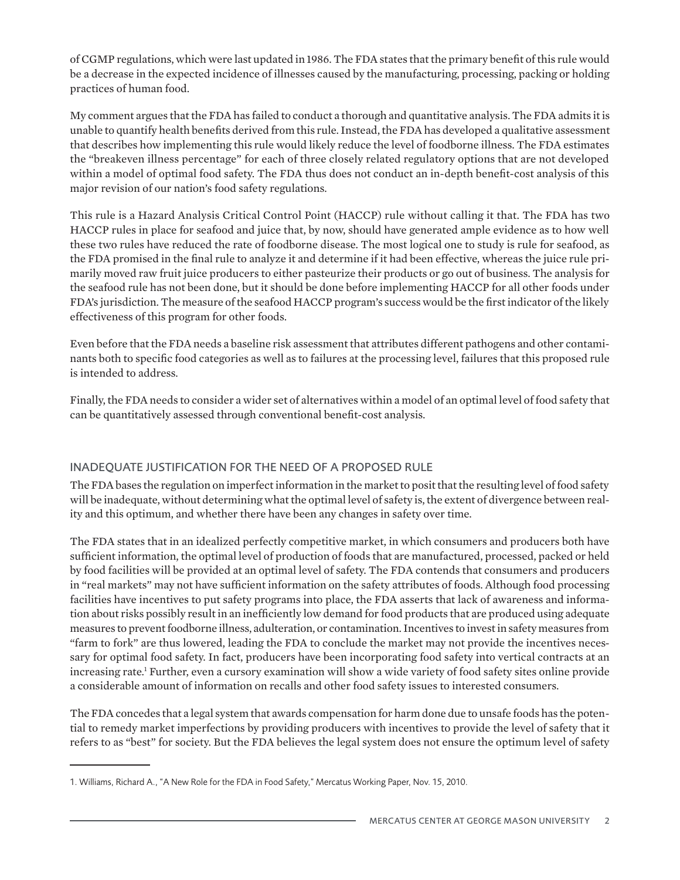of CGMP regulations, which were last updated in 1986. The FDA states that the primary benefit of this rule would be a decrease in the expected incidence of illnesses caused by the manufacturing, processing, packing or holding practices of human food.

My comment argues that the FDA has failed to conduct a thorough and quantitative analysis. The FDA admits it is unable to quantify health benefits derived from this rule. Instead, the FDA has developed a qualitative assessment that describes how implementing this rule would likely reduce the level of foodborne illness. The FDA estimates the "breakeven illness percentage" for each of three closely related regulatory options that are not developed within a model of optimal food safety. The FDA thus does not conduct an in-depth benefit-cost analysis of this major revision of our nation's food safety regulations.

This rule is a Hazard Analysis Critical Control Point (HACCP) rule without calling it that. The FDA has two HACCP rules in place for seafood and juice that, by now, should have generated ample evidence as to how well these two rules have reduced the rate of foodborne disease. The most logical one to study is rule for seafood, as the FDA promised in the final rule to analyze it and determine if it had been effective, whereas the juice rule primarily moved raw fruit juice producers to either pasteurize their products or go out of business. The analysis for the seafood rule has not been done, but it should be done before implementing HACCP for all other foods under FDA's jurisdiction. The measure of the seafood HACCP program's success would be the first indicator of the likely effectiveness of this program for other foods.

Even before that the FDA needs a baseline risk assessment that attributes different pathogens and other contaminants both to specific food categories as well as to failures at the processing level, failures that this proposed rule is intended to address.

Finally, the FDA needs to consider a wider set of alternatives within a model of an optimal level of food safety that can be quantitatively assessed through conventional benefit-cost analysis.

## INADEQUATE JUSTIFICATION FOR THE NEED OF A PROPOSED RULE

The FDA bases the regulation on imperfect information in the market to posit that the resulting level of food safety will be inadequate, without determining what the optimal level of safety is, the extent of divergence between reality and this optimum, and whether there have been any changes in safety over time.

The FDA states that in an idealized perfectly competitive market, in which consumers and producers both have sufficient information, the optimal level of production of foods that are manufactured, processed, packed or held by food facilities will be provided at an optimal level of safety. The FDA contends that consumers and producers in "real markets" may not have sufficient information on the safety attributes of foods. Although food processing facilities have incentives to put safety programs into place, the FDA asserts that lack of awareness and information about risks possibly result in an inefficiently low demand for food products that are produced using adequate measures to prevent foodborne illness, adulteration, or contamination. Incentives to invest in safety measures from "farm to fork" are thus lowered, leading the FDA to conclude the market may not provide the incentives necessary for optimal food safety. In fact, producers have been incorporating food safety into vertical contracts at an increasing rate.[1] Further, even a cursory examination will show a wide variety of food safety sites online provide a considerable amount of information on recalls and other food safety issues to interested consumers.

The FDA concedes that a legal system that awards compensation for harm done due to unsafe foods has the potential to remedy market imperfections by providing producers with incentives to provide the level of safety that it refers to as "best" for society. But the FDA believes the legal system does not ensure the optimum level of safety

1. Williams, Richard A., "A New Role for the FDA in Food Safety," Mercatus Working Paper, Nov. 15, 2010.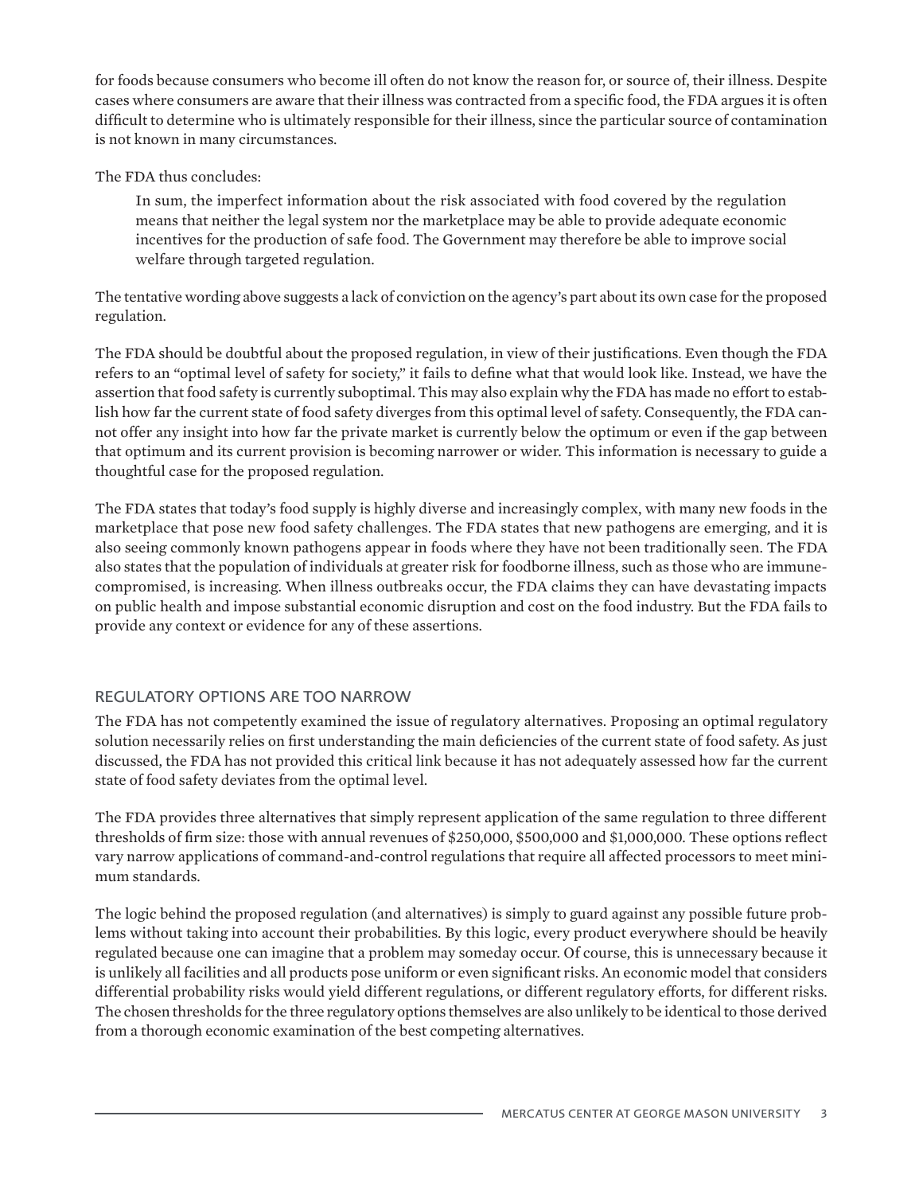for foods because consumers who become ill often do not know the reason for, or source of, their illness. Despite cases where consumers are aware that their illness was contracted from a specific food, the FDA argues it is often difficult to determine who is ultimately responsible for their illness, since the particular source of contamination is not known in many circumstances.

The FDA thus concludes:

> In sum, the imperfect information about the risk associated with food covered by the regulation means that neither the legal system nor the marketplace may be able to provide adequate economic incentives for the production of safe food. The Government may therefore be able to improve social welfare through targeted regulation.

The tentative wording above suggests a lack of conviction on the agency's part about its own case for the proposed regulation.

The FDA should be doubtful about the proposed regulation, in view of their justifications. Even though the FDA refers to an "optimal level of safety for society," it fails to define what that would look like. Instead, we have the assertion that food safety is currently suboptimal. This may also explain why the FDA has made no effort to establish how far the current state of food safety diverges from this optimal level of safety. Consequently, the FDA cannot offer any insight into how far the private market is currently below the optimum or even if the gap between that optimum and its current provision is becoming narrower or wider. This information is necessary to guide a thoughtful case for the proposed regulation.

The FDA states that today's food supply is highly diverse and increasingly complex, with many new foods in the marketplace that pose new food safety challenges. The FDA states that new pathogens are emerging, and it is also seeing commonly known pathogens appear in foods where they have not been traditionally seen. The FDA also states that the population of individuals at greater risk for foodborne illness, such as those who are immune-compromised, is increasing. When illness outbreaks occur, the FDA claims they can have devastating impacts on public health and impose substantial economic disruption and cost on the food industry. But the FDA fails to provide any context or evidence for any of these assertions.

## REGULATORY OPTIONS ARE TOO NARROW

The FDA has not competently examined the issue of regulatory alternatives. Proposing an optimal regulatory solution necessarily relies on first understanding the main deficiencies of the current state of food safety. As just discussed, the FDA has not provided this critical link because it has not adequately assessed how far the current state of food safety deviates from the optimal level.

The FDA provides three alternatives that simply represent application of the same regulation to three different thresholds of firm size: those with annual revenues of $250,000, $500,000 and $1,000,000. These options reflect vary narrow applications of command-and-control regulations that require all affected processors to meet minimum standards.

The logic behind the proposed regulation (and alternatives) is simply to guard against any possible future problems without taking into account their probabilities. By this logic, every product everywhere should be heavily regulated because one can imagine that a problem may someday occur. Of course, this is unnecessary because it is unlikely all facilities and all products pose uniform or even significant risks. An economic model that considers differential probability risks would yield different regulations, or different regulatory efforts, for different risks. The chosen thresholds for the three regulatory options themselves are also unlikely to be identical to those derived from a thorough economic examination of the best competing alternatives.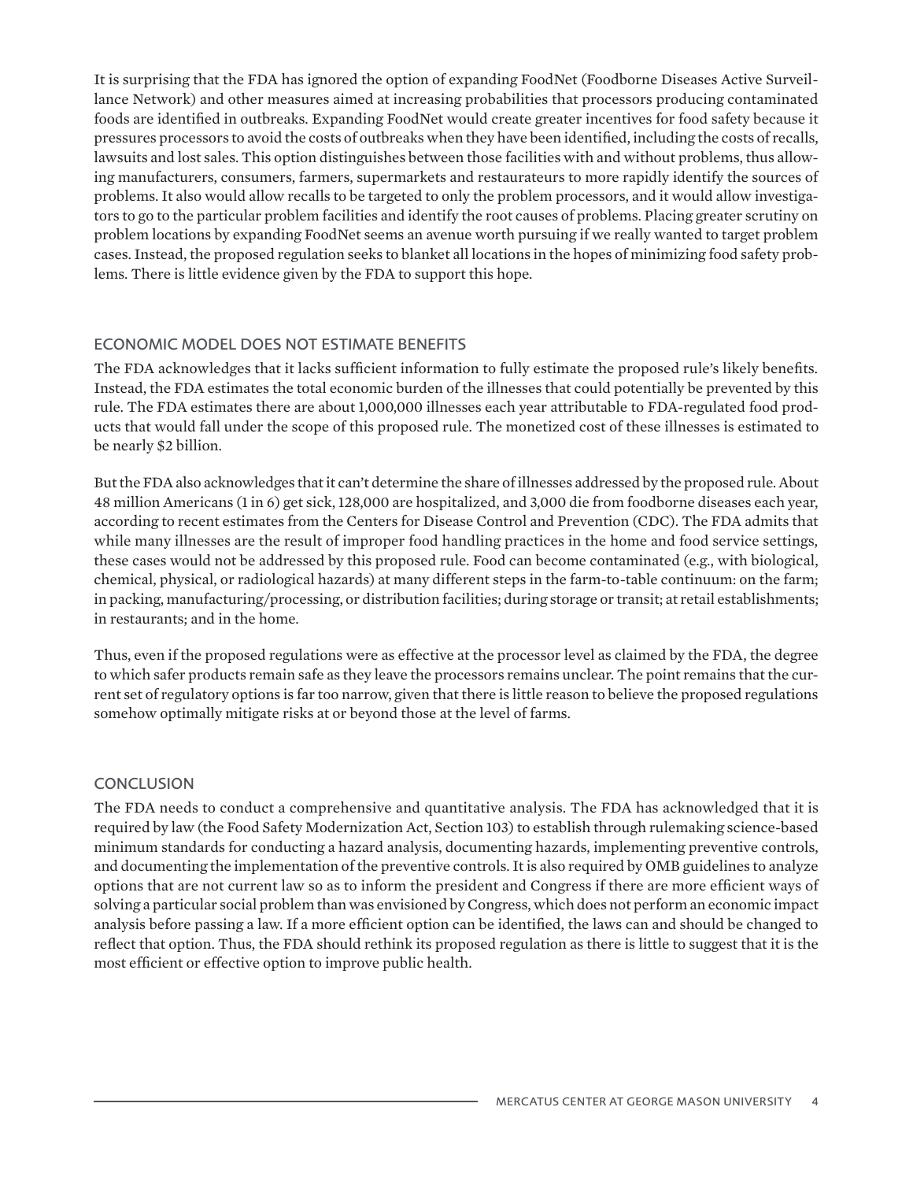It is surprising that the FDA has ignored the option of expanding FoodNet (Foodborne Diseases Active Surveillance Network) and other measures aimed at increasing probabilities that processors producing contaminated foods are identified in outbreaks. Expanding FoodNet would create greater incentives for food safety because it pressures processors to avoid the costs of outbreaks when they have been identified, including the costs of recalls, lawsuits and lost sales. This option distinguishes between those facilities with and without problems, thus allowing manufacturers, consumers, farmers, supermarkets and restaurateurs to more rapidly identify the sources of problems. It also would allow recalls to be targeted to only the problem processors, and it would allow investigators to go to the particular problem facilities and identify the root causes of problems. Placing greater scrutiny on problem locations by expanding FoodNet seems an avenue worth pursuing if we really wanted to target problem cases. Instead, the proposed regulation seeks to blanket all locations in the hopes of minimizing food safety problems. There is little evidence given by the FDA to support this hope.

## ECONOMIC MODEL DOES NOT ESTIMATE BENEFITS

The FDA acknowledges that it lacks sufficient information to fully estimate the proposed rule's likely benefits. Instead, the FDA estimates the total economic burden of the illnesses that could potentially be prevented by this rule. The FDA estimates there are about 1,000,000 illnesses each year attributable to FDA-regulated food products that would fall under the scope of this proposed rule. The monetized cost of these illnesses is estimated to be nearly $2 billion.

But the FDA also acknowledges that it can't determine the share of illnesses addressed by the proposed rule. About 48 million Americans (1 in 6) get sick, 128,000 are hospitalized, and 3,000 die from foodborne diseases each year, according to recent estimates from the Centers for Disease Control and Prevention (CDC). The FDA admits that while many illnesses are the result of improper food handling practices in the home and food service settings, these cases would not be addressed by this proposed rule. Food can become contaminated (e.g., with biological, chemical, physical, or radiological hazards) at many different steps in the farm-to-table continuum: on the farm; in packing, manufacturing/processing, or distribution facilities; during storage or transit; at retail establishments; in restaurants; and in the home.

Thus, even if the proposed regulations were as effective at the processor level as claimed by the FDA, the degree to which safer products remain safe as they leave the processors remains unclear. The point remains that the current set of regulatory options is far too narrow, given that there is little reason to believe the proposed regulations somehow optimally mitigate risks at or beyond those at the level of farms.

## CONCLUSION

The FDA needs to conduct a comprehensive and quantitative analysis. The FDA has acknowledged that it is required by law (the Food Safety Modernization Act, Section 103) to establish through rulemaking science-based minimum standards for conducting a hazard analysis, documenting hazards, implementing preventive controls, and documenting the implementation of the preventive controls. It is also required by OMB guidelines to analyze options that are not current law so as to inform the president and Congress if there are more efficient ways of solving a particular social problem than was envisioned by Congress, which does not perform an economic impact analysis before passing a law. If a more efficient option can be identified, the laws can and should be changed to reflect that option. Thus, the FDA should rethink its proposed regulation as there is little to suggest that it is the most efficient or effective option to improve public health.